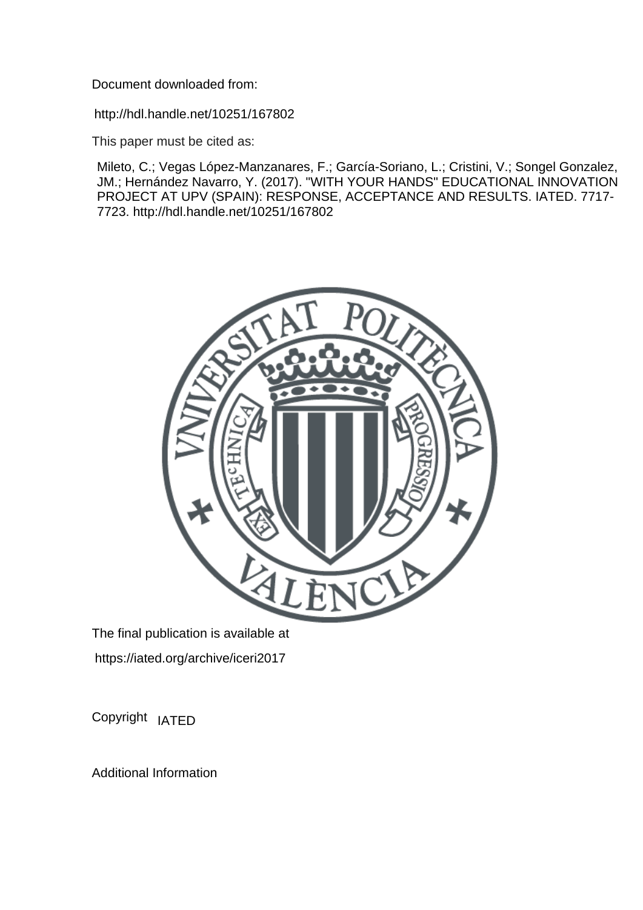Document downloaded from:

http://hdl.handle.net/10251/167802

This paper must be cited as:

Mileto, C.; Vegas López-Manzanares, F.; García-Soriano, L.; Cristini, V.; Songel Gonzalez, JM.; Hernández Navarro, Y. (2017). "WITH YOUR HANDS" EDUCATIONAL INNOVATION PROJECT AT UPV (SPAIN): RESPONSE, ACCEPTANCE AND RESULTS. IATED. 7717-7723. http://hdl.handle.net/10251/167802

The final publication is available at

https://iated.org/archive/iceri2017

Copyright IATED

Additional Information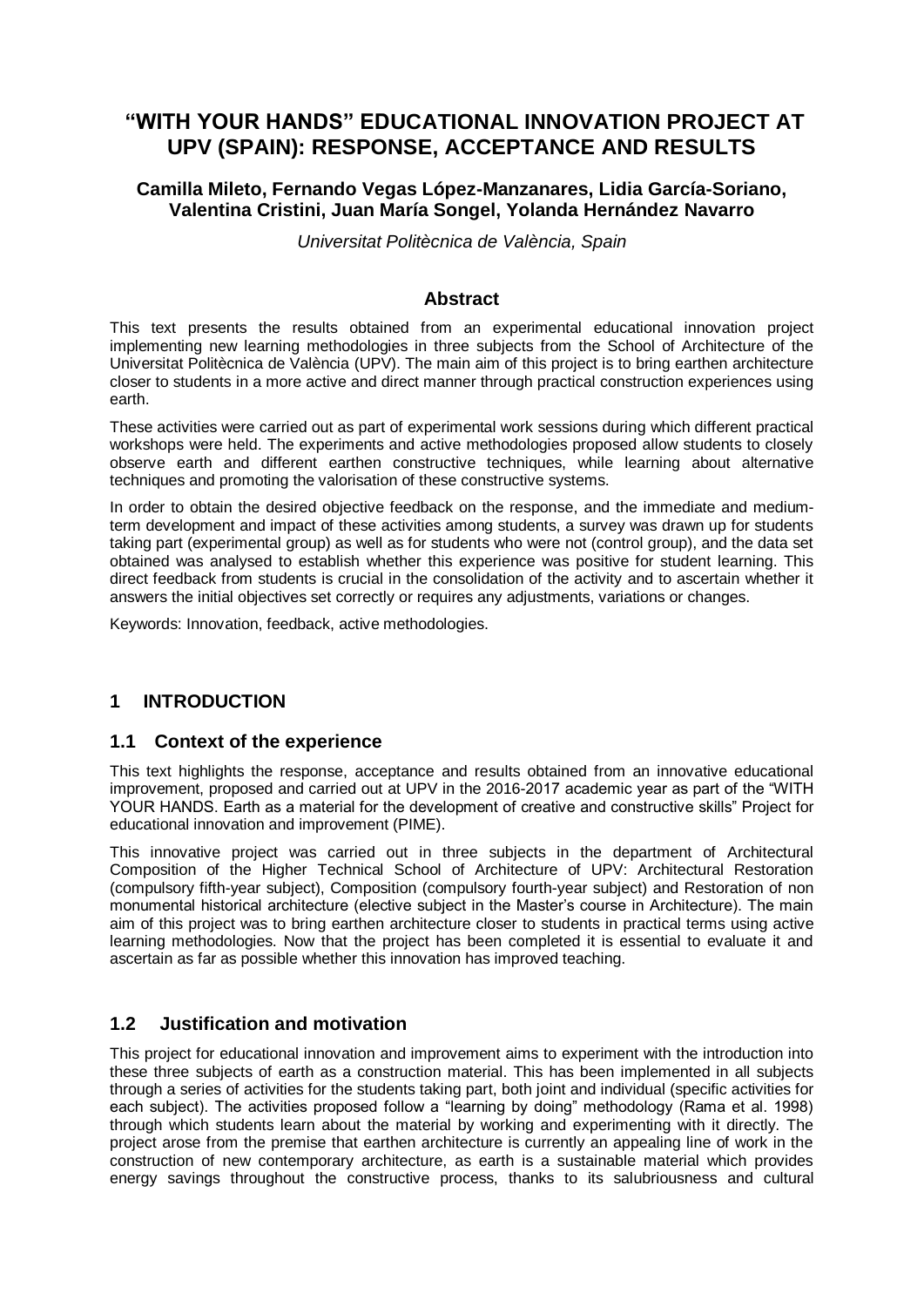# "WITH YOUR HANDS" EDUCATIONAL INNOVATION PROJECT AT UPV (SPAIN): RESPONSE, ACCEPTANCE AND RESULTS

**Camilla Mileto, Fernando Vegas López-Manzanares, Lidia García-Soriano, Valentina Cristini, Juan María Songel, Yolanda Hernández Navarro**

*Universitat Politècnica de València, Spain*

## Abstract

This text presents the results obtained from an experimental educational innovation project implementing new learning methodologies in three subjects from the School of Architecture of the Universitat Politècnica de València (UPV). The main aim of this project is to bring earthen architecture closer to students in a more active and direct manner through practical construction experiences using earth.

These activities were carried out as part of experimental work sessions during which different practical workshops were held. The experiments and active methodologies proposed allow students to closely observe earth and different earthen constructive techniques, while learning about alternative techniques and promoting the valorisation of these constructive systems.

In order to obtain the desired objective feedback on the response, and the immediate and medium-term development and impact of these activities among students, a survey was drawn up for students taking part (experimental group) as well as for students who were not (control group), and the data set obtained was analysed to establish whether this experience was positive for student learning. This direct feedback from students is crucial in the consolidation of the activity and to ascertain whether it answers the initial objectives set correctly or requires any adjustments, variations or changes.

Keywords: Innovation, feedback, active methodologies.

## 1 INTRODUCTION

### 1.1 Context of the experience

This text highlights the response, acceptance and results obtained from an innovative educational improvement, proposed and carried out at UPV in the 2016-2017 academic year as part of the "WITH YOUR HANDS. Earth as a material for the development of creative and constructive skills" Project for educational innovation and improvement (PIME).

This innovative project was carried out in three subjects in the department of Architectural Composition of the Higher Technical School of Architecture of UPV: Architectural Restoration (compulsory fifth-year subject), Composition (compulsory fourth-year subject) and Restoration of non monumental historical architecture (elective subject in the Master's course in Architecture). The main aim of this project was to bring earthen architecture closer to students in practical terms using active learning methodologies. Now that the project has been completed it is essential to evaluate it and ascertain as far as possible whether this innovation has improved teaching.

### 1.2 Justification and motivation

This project for educational innovation and improvement aims to experiment with the introduction into these three subjects of earth as a construction material. This has been implemented in all subjects through a series of activities for the students taking part, both joint and individual (specific activities for each subject). The activities proposed follow a "learning by doing" methodology (Rama et al. 1998) through which students learn about the material by working and experimenting with it directly. The project arose from the premise that earthen architecture is currently an appealing line of work in the construction of new contemporary architecture, as earth is a sustainable material which provides energy savings throughout the constructive process, thanks to its salubriousness and cultural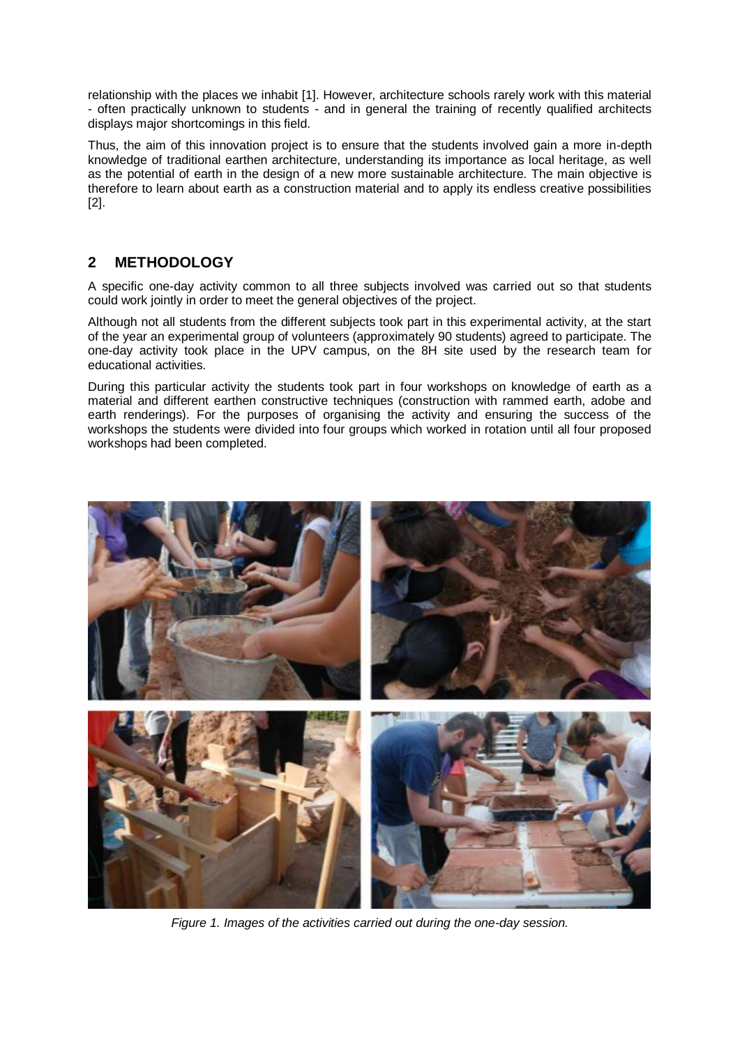relationship with the places we inhabit [1]. However, architecture schools rarely work with this material - often practically unknown to students - and in general the training of recently qualified architects displays major shortcomings in this field.

Thus, the aim of this innovation project is to ensure that the students involved gain a more in-depth knowledge of traditional earthen architecture, understanding its importance as local heritage, as well as the potential of earth in the design of a new more sustainable architecture. The main objective is therefore to learn about earth as a construction material and to apply its endless creative possibilities [2].

## 2 METHODOLOGY

A specific one-day activity common to all three subjects involved was carried out so that students could work jointly in order to meet the general objectives of the project.

Although not all students from the different subjects took part in this experimental activity, at the start of the year an experimental group of volunteers (approximately 90 students) agreed to participate. The one-day activity took place in the UPV campus, on the 8H site used by the research team for educational activities.

During this particular activity the students took part in four workshops on knowledge of earth as a material and different earthen constructive techniques (construction with rammed earth, adobe and earth renderings). For the purposes of organising the activity and ensuring the success of the workshops the students were divided into four groups which worked in rotation until all four proposed workshops had been completed.

*Figure 1. Images of the activities carried out during the one-day session.*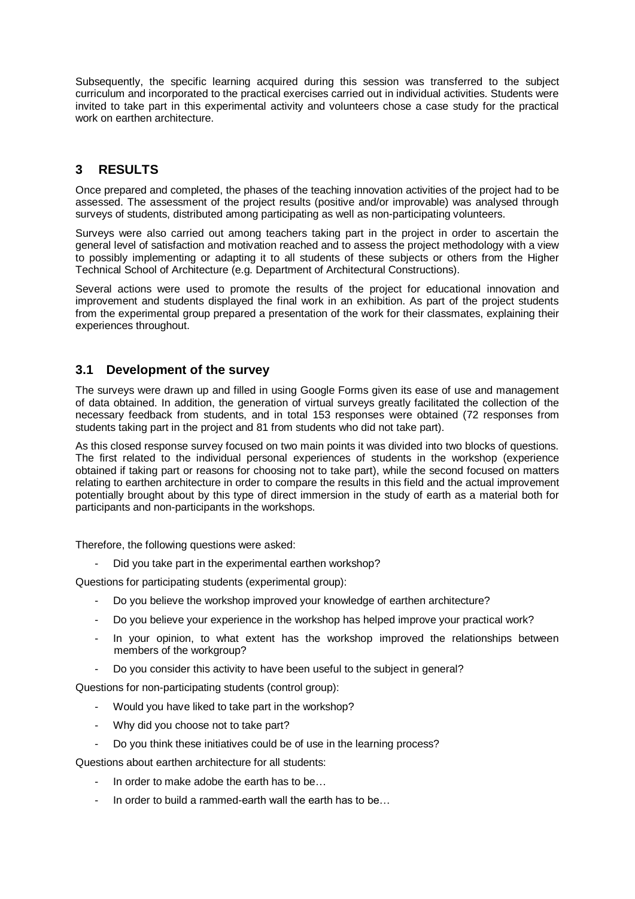Subsequently, the specific learning acquired during this session was transferred to the subject curriculum and incorporated to the practical exercises carried out in individual activities. Students were invited to take part in this experimental activity and volunteers chose a case study for the practical work on earthen architecture.

## 3 RESULTS

Once prepared and completed, the phases of the teaching innovation activities of the project had to be assessed. The assessment of the project results (positive and/or improvable) was analysed through surveys of students, distributed among participating as well as non-participating volunteers.

Surveys were also carried out among teachers taking part in the project in order to ascertain the general level of satisfaction and motivation reached and to assess the project methodology with a view to possibly implementing or adapting it to all students of these subjects or others from the Higher Technical School of Architecture (e.g. Department of Architectural Constructions).

Several actions were used to promote the results of the project for educational innovation and improvement and students displayed the final work in an exhibition. As part of the project students from the experimental group prepared a presentation of the work for their classmates, explaining their experiences throughout.

### 3.1 Development of the survey

The surveys were drawn up and filled in using Google Forms given its ease of use and management of data obtained. In addition, the generation of virtual surveys greatly facilitated the collection of the necessary feedback from students, and in total 153 responses were obtained (72 responses from students taking part in the project and 81 from students who did not take part).

As this closed response survey focused on two main points it was divided into two blocks of questions. The first related to the individual personal experiences of students in the workshop (experience obtained if taking part or reasons for choosing not to take part), while the second focused on matters relating to earthen architecture in order to compare the results in this field and the actual improvement potentially brought about by this type of direct immersion in the study of earth as a material both for participants and non-participants in the workshops.

Therefore, the following questions were asked:

- Did you take part in the experimental earthen workshop?

Questions for participating students (experimental group):

- Do you believe the workshop improved your knowledge of earthen architecture?
- Do you believe your experience in the workshop has helped improve your practical work?
- In your opinion, to what extent has the workshop improved the relationships between members of the workgroup?
- Do you consider this activity to have been useful to the subject in general?

Questions for non-participating students (control group):

- Would you have liked to take part in the workshop?
- Why did you choose not to take part?
- Do you think these initiatives could be of use in the learning process?

Questions about earthen architecture for all students:

- In order to make adobe the earth has to be…
- In order to build a rammed-earth wall the earth has to be…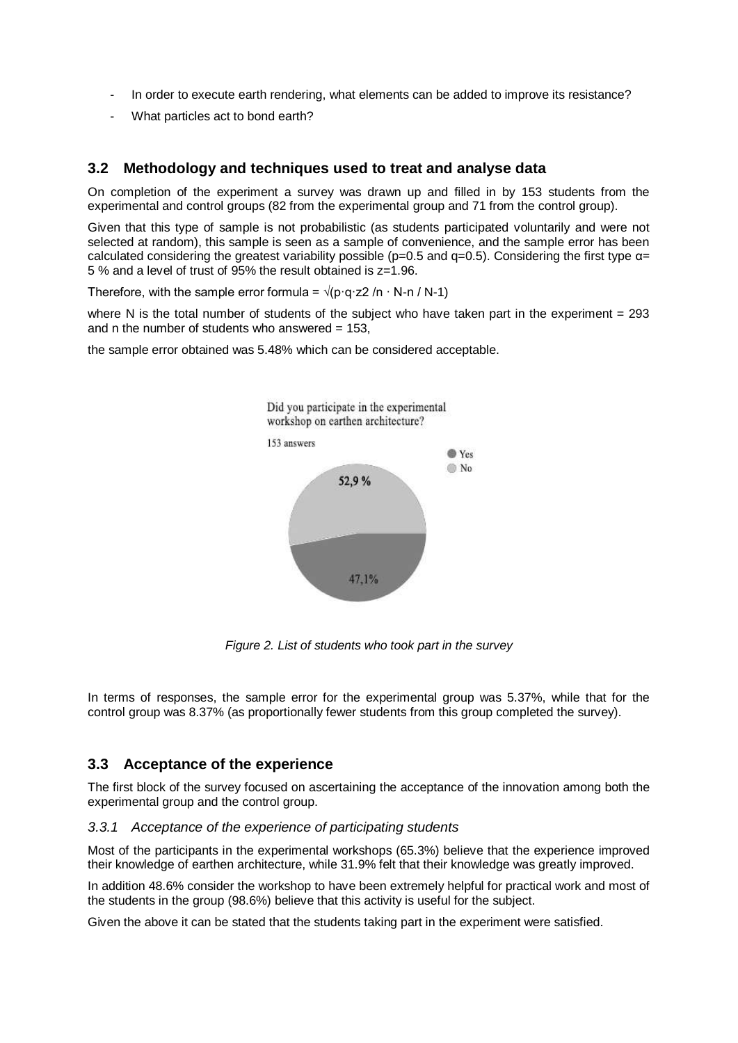- In order to execute earth rendering, what elements can be added to improve its resistance?
- What particles act to bond earth?

## 3.2 Methodology and techniques used to treat and analyse data

On completion of the experiment a survey was drawn up and filled in by 153 students from the experimental and control groups (82 from the experimental group and 71 from the control group).

Given that this type of sample is not probabilistic (as students participated voluntarily and were not selected at random), this sample is seen as a sample of convenience, and the sample error has been calculated considering the greatest variability possible ($p=0.5$ and $q=0.5$). Considering the first type $\alpha=$ 5 % and a level of trust of 95% the result obtained is $z=1.96$.

Therefore, with the sample error formula = $\sqrt{(p \cdot q \cdot z2 / n \cdot N-n / N-1)}$

where N is the total number of students of the subject who have taken part in the experiment = 293 and n the number of students who answered = 153,

the sample error obtained was 5.48% which can be considered acceptable.

Did you participate in the experimental workshop on earthen architecture?

153 answers

- Yes: 47,1%
- No: 52,9 %

*Figure 2. List of students who took part in the survey*

In terms of responses, the sample error for the experimental group was 5.37%, while that for the control group was 8.37% (as proportionally fewer students from this group completed the survey).

## 3.3 Acceptance of the experience

The first block of the survey focused on ascertaining the acceptance of the innovation among both the experimental group and the control group.

### *3.3.1 Acceptance of the experience of participating students*

Most of the participants in the experimental workshops (65.3%) believe that the experience improved their knowledge of earthen architecture, while 31.9% felt that their knowledge was greatly improved.

In addition 48.6% consider the workshop to have been extremely helpful for practical work and most of the students in the group (98.6%) believe that this activity is useful for the subject.

Given the above it can be stated that the students taking part in the experiment were satisfied.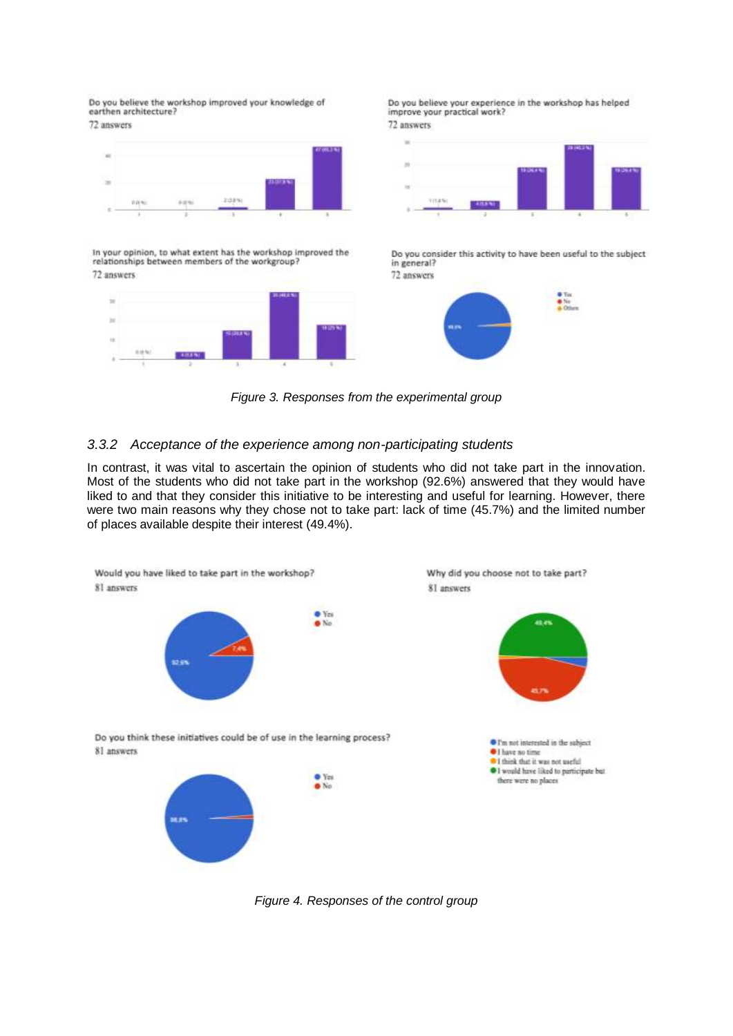Figure 3. Responses from the experimental group

### 3.3.2 Acceptance of the experience among non-participating students

In contrast, it was vital to ascertain the opinion of students who did not take part in the innovation. Most of the students who did not take part in the workshop (92.6%) answered that they would have liked to and that they consider this initiative to be interesting and useful for learning. However, there were two main reasons why they chose not to take part: lack of time (45.7%) and the limited number of places available despite their interest (49.4%).

Figure 4. Responses of the control group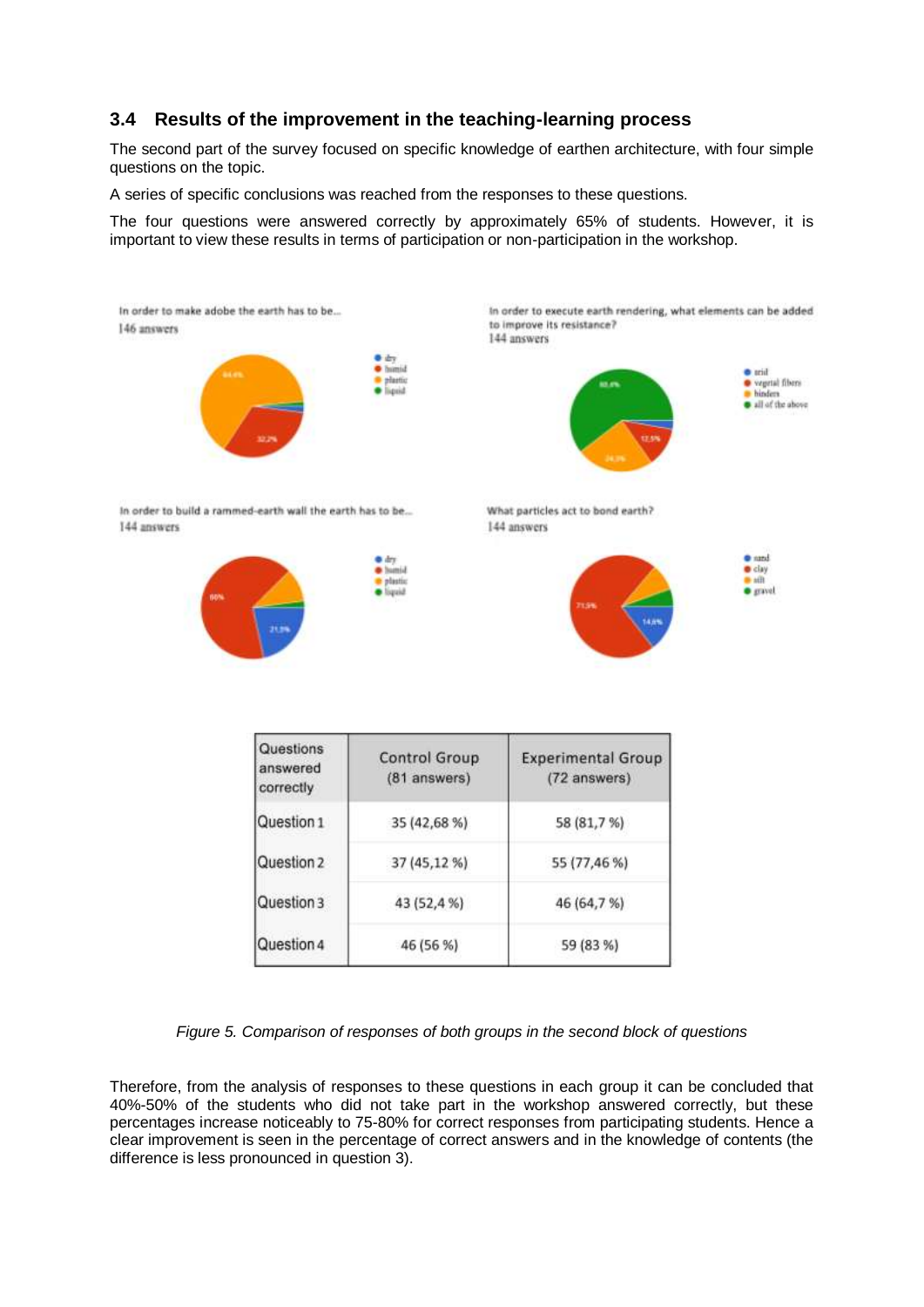### 3.4 Results of the improvement in the teaching-learning process

The second part of the survey focused on specific knowledge of earthen architecture, with four simple questions on the topic.

A series of specific conclusions was reached from the responses to these questions.

The four questions were answered correctly by approximately 65% of students. However, it is important to view these results in terms of participation or non-participation in the workshop.

In order to make adobe the earth has to be...
146 answers

- dry
- humid
- plastic
- liquid

64.4%, 32.2%

In order to execute earth rendering, what elements can be added to improve its resistance?
144 answers

- arid
- vegetal fibers
- binders
- all of the above

60.4%, 24.3%, 12.5%

In order to build a rammed-earth wall the earth has to be...
144 answers

- dry
- humid
- plastic
- liquid

66%, 21.5%

What particles act to bond earth?
144 answers

- sand
- clay
- silt
- gravel

71.5%, 14.6%

| Questions answered correctly | Control Group (81 answers) | Experimental Group (72 answers) |
|---|---|---|
| Question 1 | 35 (42,68 %) | 58 (81,7 %) |
| Question 2 | 37 (45,12 %) | 55 (77,46 %) |
| Question 3 | 43 (52,4 %) | 46 (64,7 %) |
| Question 4 | 46 (56 %) | 59 (83 %) |

*Figure 5. Comparison of responses of both groups in the second block of questions*

Therefore, from the analysis of responses to these questions in each group it can be concluded that 40%-50% of the students who did not take part in the workshop answered correctly, but these percentages increase noticeably to 75-80% for correct responses from participating students. Hence a clear improvement is seen in the percentage of correct answers and in the knowledge of contents (the difference is less pronounced in question 3).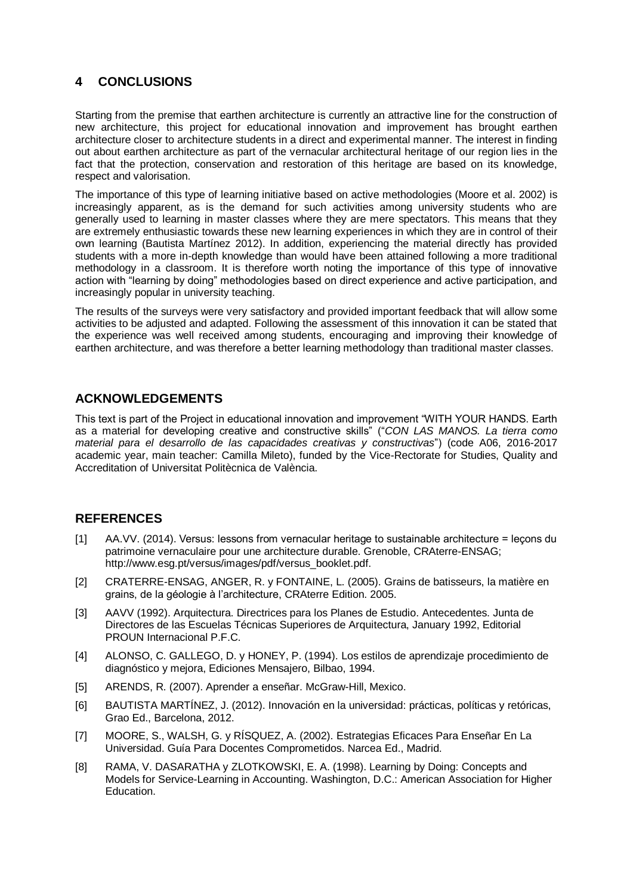## 4 CONCLUSIONS

Starting from the premise that earthen architecture is currently an attractive line for the construction of new architecture, this project for educational innovation and improvement has brought earthen architecture closer to architecture students in a direct and experimental manner. The interest in finding out about earthen architecture as part of the vernacular architectural heritage of our region lies in the fact that the protection, conservation and restoration of this heritage are based on its knowledge, respect and valorisation.

The importance of this type of learning initiative based on active methodologies (Moore et al. 2002) is increasingly apparent, as is the demand for such activities among university students who are generally used to learning in master classes where they are mere spectators. This means that they are extremely enthusiastic towards these new learning experiences in which they are in control of their own learning (Bautista Martínez 2012). In addition, experiencing the material directly has provided students with a more in-depth knowledge than would have been attained following a more traditional methodology in a classroom. It is therefore worth noting the importance of this type of innovative action with "learning by doing" methodologies based on direct experience and active participation, and increasingly popular in university teaching.

The results of the surveys were very satisfactory and provided important feedback that will allow some activities to be adjusted and adapted. Following the assessment of this innovation it can be stated that the experience was well received among students, encouraging and improving their knowledge of earthen architecture, and was therefore a better learning methodology than traditional master classes.

## ACKNOWLEDGEMENTS

This text is part of the Project in educational innovation and improvement "WITH YOUR HANDS. Earth as a material for developing creative and constructive skills" ("*CON LAS MANOS. La tierra como material para el desarrollo de las capacidades creativas y constructivas*") (code A06, 2016-2017 academic year, main teacher: Camilla Mileto), funded by the Vice-Rectorate for Studies, Quality and Accreditation of Universitat Politècnica de València.

## REFERENCES

[1] AA.VV. (2014). Versus: lessons from vernacular heritage to sustainable architecture = leçons du patrimoine vernaculaire pour une architecture durable. Grenoble, CRAterre-ENSAG; http://www.esg.pt/versus/images/pdf/versus_booklet.pdf.

[2] CRATERRE-ENSAG, ANGER, R. y FONTAINE, L. (2005). Grains de batisseurs, la matière en grains, de la géologie à l'architecture, CRAterre Edition. 2005.

[3] AAVV (1992). Arquitectura. Directrices para los Planes de Estudio. Antecedentes. Junta de Directores de las Escuelas Técnicas Superiores de Arquitectura, January 1992, Editorial PROUN Internacional P.F.C.

[4] ALONSO, C. GALLEGO, D. y HONEY, P. (1994). Los estilos de aprendizaje procedimiento de diagnóstico y mejora, Ediciones Mensajero, Bilbao, 1994.

[5] ARENDS, R. (2007). Aprender a enseñar. McGraw-Hill, Mexico.

[6] BAUTISTA MARTÍNEZ, J. (2012). Innovación en la universidad: prácticas, políticas y retóricas, Grao Ed., Barcelona, 2012.

[7] MOORE, S., WALSH, G. y RÍSQUEZ, A. (2002). Estrategias Eficaces Para Enseñar En La Universidad. Guía Para Docentes Comprometidos. Narcea Ed., Madrid.

[8] RAMA, V. DASARATHA y ZLOTKOWSKI, E. A. (1998). Learning by Doing: Concepts and Models for Service-Learning in Accounting. Washington, D.C.: American Association for Higher Education.